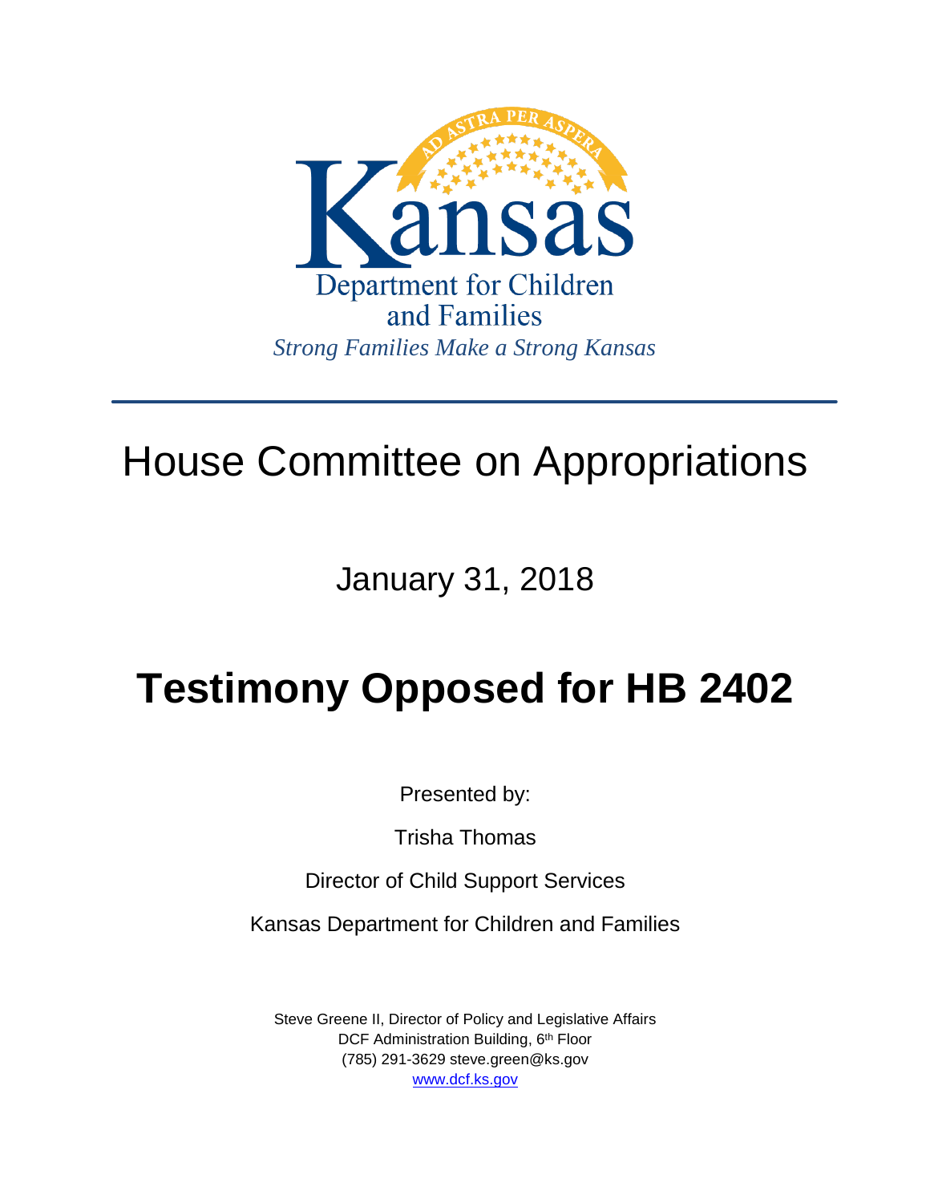AD ASTRA PER ASPERA

Kansas

Department for Children and Families

*Strong Families Make a Strong Kansas*

# House Committee on Appropriations

## January 31, 2018

# Testimony Opposed for HB 2402

Presented by:

Trisha Thomas

Director of Child Support Services

Kansas Department for Children and Families

Steve Greene II, Director of Policy and Legislative Affairs
DCF Administration Building, 6th Floor
(785) 291-3629 steve.green@ks.gov
www.dcf.ks.gov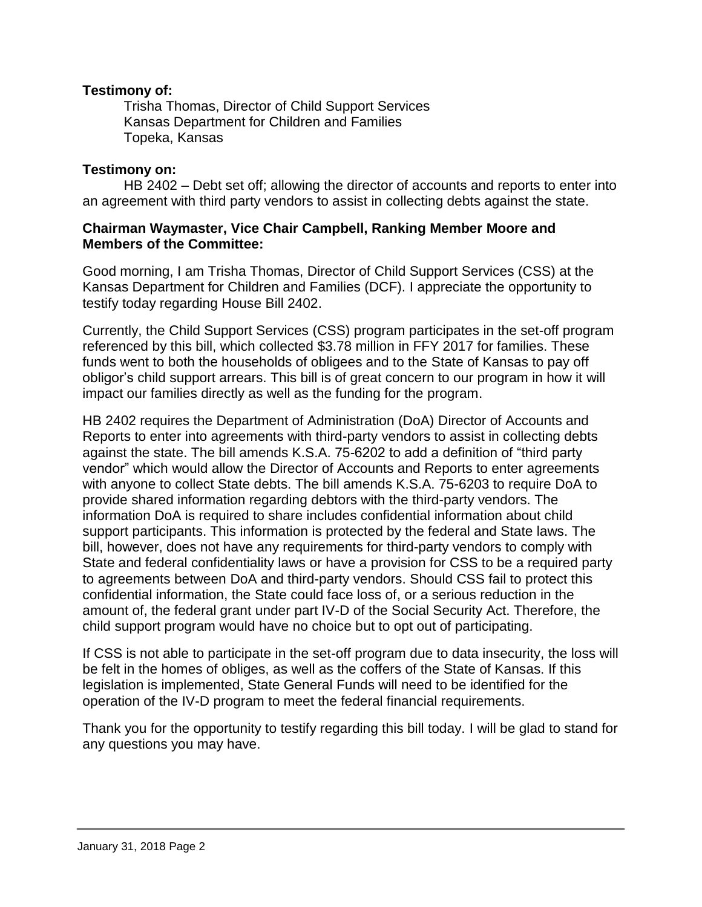**Testimony of:**

Trisha Thomas, Director of Child Support Services
Kansas Department for Children and Families
Topeka, Kansas

**Testimony on:**

HB 2402 – Debt set off; allowing the director of accounts and reports to enter into an agreement with third party vendors to assist in collecting debts against the state.

**Chairman Waymaster, Vice Chair Campbell, Ranking Member Moore and Members of the Committee:**

Good morning, I am Trisha Thomas, Director of Child Support Services (CSS) at the Kansas Department for Children and Families (DCF). I appreciate the opportunity to testify today regarding House Bill 2402.

Currently, the Child Support Services (CSS) program participates in the set-off program referenced by this bill, which collected $3.78 million in FFY 2017 for families. These funds went to both the households of obligees and to the State of Kansas to pay off obligor's child support arrears. This bill is of great concern to our program in how it will impact our families directly as well as the funding for the program.

HB 2402 requires the Department of Administration (DoA) Director of Accounts and Reports to enter into agreements with third-party vendors to assist in collecting debts against the state. The bill amends K.S.A. 75-6202 to add a definition of "third party vendor" which would allow the Director of Accounts and Reports to enter agreements with anyone to collect State debts. The bill amends K.S.A. 75-6203 to require DoA to provide shared information regarding debtors with the third-party vendors. The information DoA is required to share includes confidential information about child support participants. This information is protected by the federal and State laws. The bill, however, does not have any requirements for third-party vendors to comply with State and federal confidentiality laws or have a provision for CSS to be a required party to agreements between DoA and third-party vendors. Should CSS fail to protect this confidential information, the State could face loss of, or a serious reduction in the amount of, the federal grant under part IV-D of the Social Security Act. Therefore, the child support program would have no choice but to opt out of participating.

If CSS is not able to participate in the set-off program due to data insecurity, the loss will be felt in the homes of obliges, as well as the coffers of the State of Kansas. If this legislation is implemented, State General Funds will need to be identified for the operation of the IV-D program to meet the federal financial requirements.

Thank you for the opportunity to testify regarding this bill today. I will be glad to stand for any questions you may have.